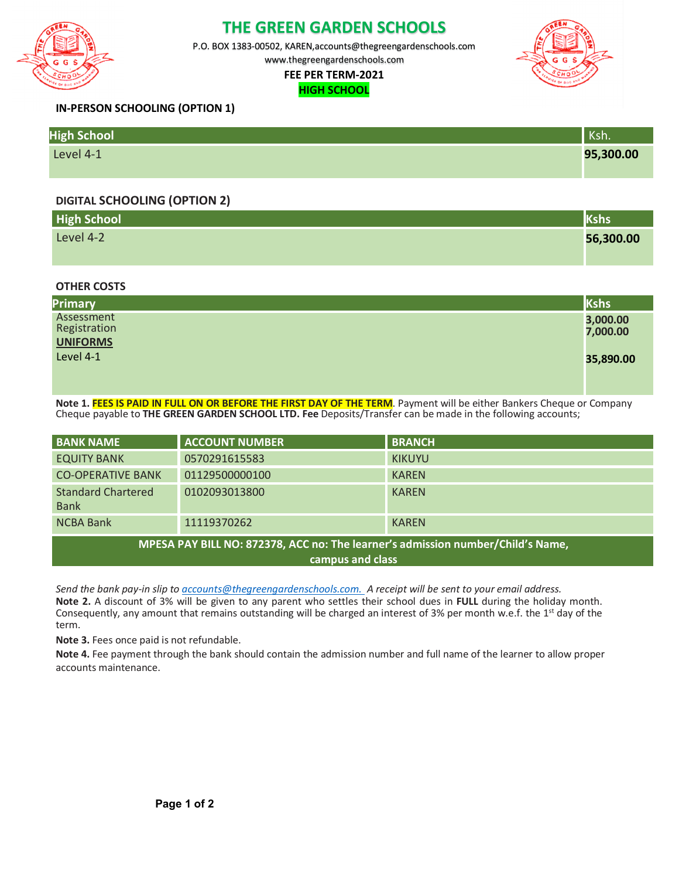# THE GREEN GARDEN SCHOOLS

P.O. BOX 1383-00502, KAREN,accounts@thegreengardenschools.com

www.thegreengardenschools.com

**FEE PER TERM-2021**

**HIGH SCHOOL**

**IN-PERSON SCHOOLING (OPTION 1)**

| High School | Ksh. |
|---|---|
| Level 4-1 | **95,300.00** |

**DIGITAL SCHOOLING (OPTION 2)**

| High School | Kshs |
|---|---|
| Level 4-2 | **56,300.00** |

**OTHER COSTS**

| Primary | Kshs |
|---|---|
| Assessment | **3,000.00** |
| Registration | **7,000.00** |
| **UNIFORMS** | |
| Level 4-1 | **35,890.00** |

**Note 1. FEES IS PAID IN FULL ON OR BEFORE THE FIRST DAY OF THE TERM**. Payment will be either Bankers Cheque or Company Cheque payable to **THE GREEN GARDEN SCHOOL LTD. Fee** Deposits/Transfer can be made in the following accounts;

| BANK NAME | ACCOUNT NUMBER | BRANCH |
|---|---|---|
| EQUITY BANK | 0570291615583 | KIKUYU |
| CO-OPERATIVE BANK | 01129500000100 | KAREN |
| Standard Chartered Bank | 0102093013800 | KAREN |
| NCBA Bank | 11119370262 | KAREN |

**MPESA PAY BILL NO: 872378, ACC no: The learner's admission number/Child's Name, campus and class**

*Send the bank pay-in slip to accounts@thegreengardenschools.com. A receipt will be sent to your email address.*

**Note 2.** A discount of 3% will be given to any parent who settles their school dues in **FULL** during the holiday month. Consequently, any amount that remains outstanding will be charged an interest of 3% per month w.e.f. the 1st day of the term.

**Note 3.** Fees once paid is not refundable.

**Note 4.** Fee payment through the bank should contain the admission number and full name of the learner to allow proper accounts maintenance.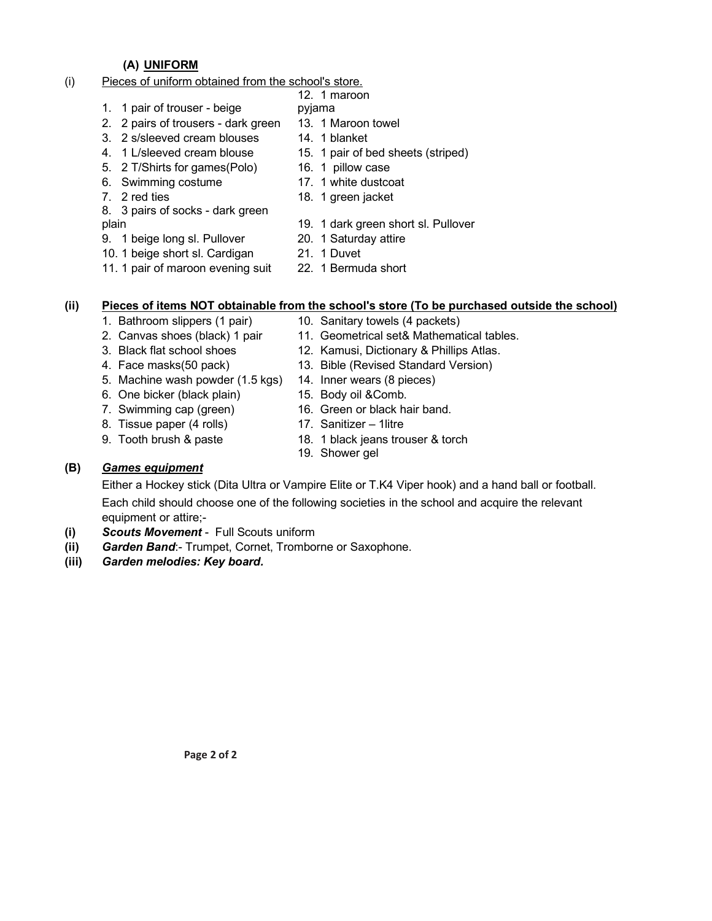## (A) UNIFORM

(i) Pieces of uniform obtained from the school's store.

1. 1 pair of trouser - beige
2. 2 pairs of trousers - dark green
3. 2 s/sleeved cream blouses
4. 1 L/sleeved cream blouse
5. 2 T/Shirts for games(Polo)
6. Swimming costume
7. 2 red ties
8. 3 pairs of socks - dark green plain
9. 1 beige long sl. Pullover
10. 1 beige short sl. Cardigan
11. 1 pair of maroon evening suit
12. 1 maroon pyjama
13. 1 Maroon towel
14. 1 blanket
15. 1 pair of bed sheets (striped)
16. 1 pillow case
17. 1 white dustcoat
18. 1 green jacket
19. 1 dark green short sl. Pullover
20. 1 Saturday attire
21. 1 Duvet
22. 1 Bermuda short

**(ii) Pieces of items NOT obtainable from the school's store (To be purchased outside the school)**

1. Bathroom slippers (1 pair)
2. Canvas shoes (black) 1 pair
3. Black flat school shoes
4. Face masks(50 pack)
5. Machine wash powder (1.5 kgs)
6. One bicker (black plain)
7. Swimming cap (green)
8. Tissue paper (4 rolls)
9. Tooth brush & paste
10. Sanitary towels (4 packets)
11. Geometrical set& Mathematical tables.
12. Kamusi, Dictionary & Phillips Atlas.
13. Bible (Revised Standard Version)
14. Inner wears (8 pieces)
15. Body oil &Comb.
16. Green or black hair band.
17. Sanitizer – 1litre
18. 1 black jeans trouser & torch
19. Shower gel

## (B) *Games equipment*

Either a Hockey stick (Dita Ultra or Vampire Elite or T.K4 Viper hook) and a hand ball or football.

Each child should choose one of the following societies in the school and acquire the relevant equipment or attire;-

**(i)** ***Scouts Movement*** - Full Scouts uniform

**(ii)** ***Garden Band***:- Trumpet, Cornet, Tromborne or Saxophone.

**(iii)** ***Garden melodies: Key board.***